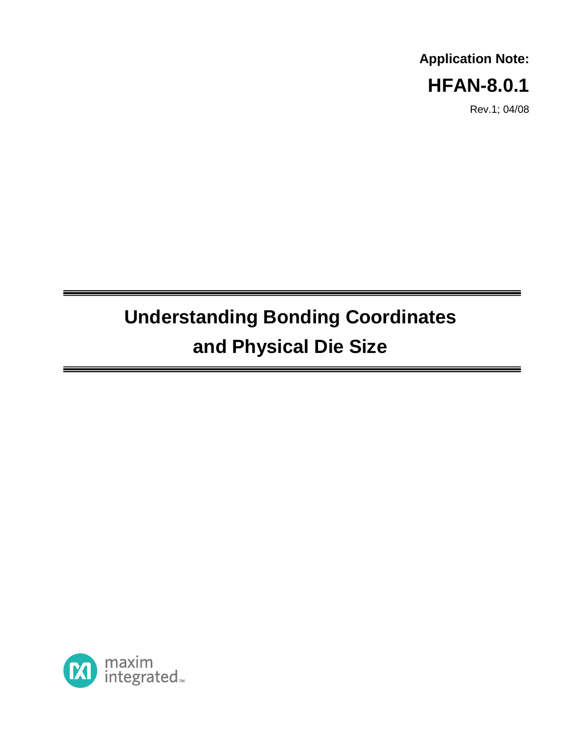**Application Note:**

**HFAN-8.0.1**

Rev.1; 04/08

# Understanding Bonding Coordinates and Physical Die Size

maxim integrated™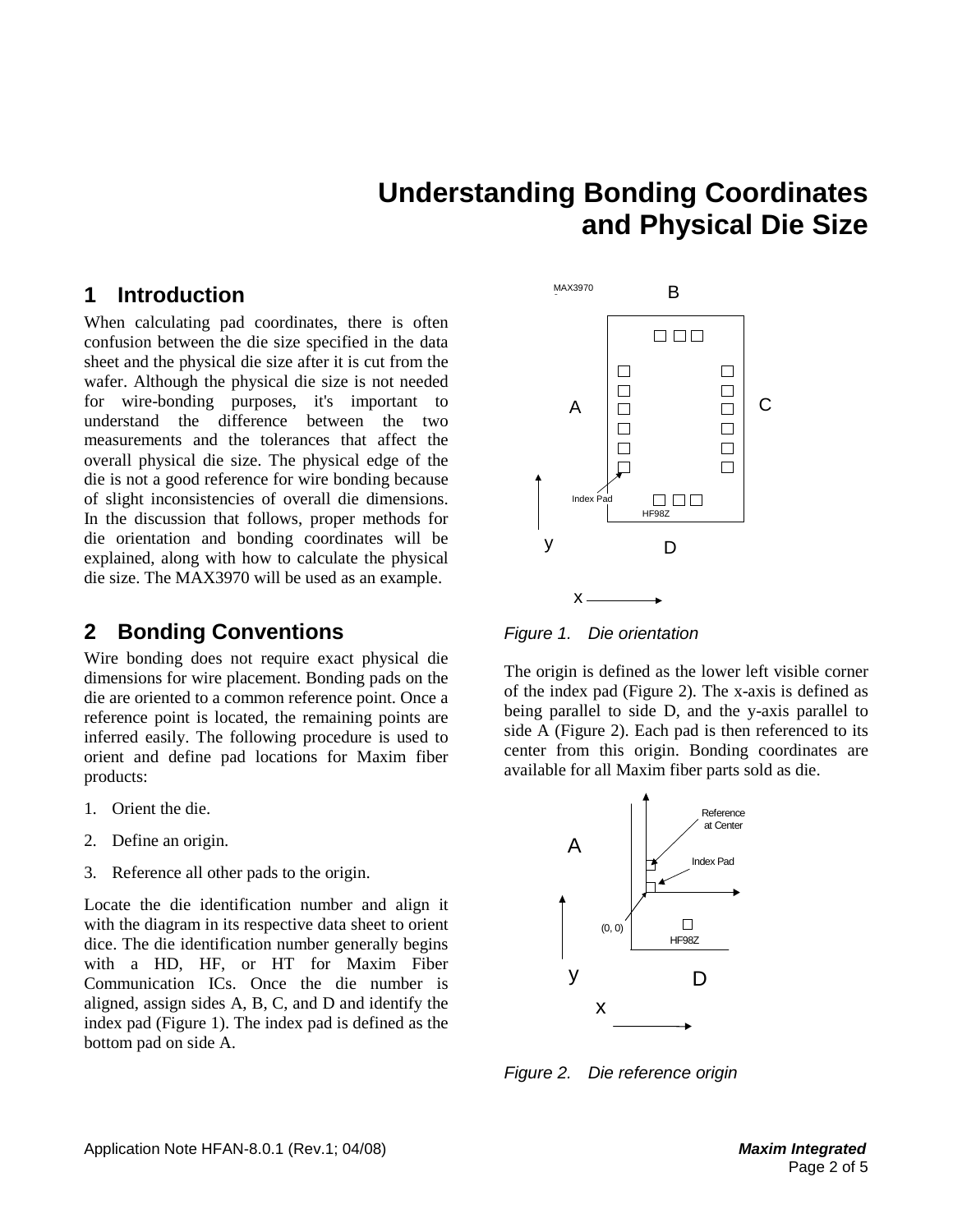# Understanding Bonding Coordinates and Physical Die Size

## 1 Introduction

When calculating pad coordinates, there is often confusion between the die size specified in the data sheet and the physical die size after it is cut from the wafer. Although the physical die size is not needed for wire-bonding purposes, it's important to understand the difference between the two measurements and the tolerances that affect the overall physical die size. The physical edge of the die is not a good reference for wire bonding because of slight inconsistencies of overall die dimensions. In the discussion that follows, proper methods for die orientation and bonding coordinates will be explained, along with how to calculate the physical die size. The MAX3970 will be used as an example.

## 2 Bonding Conventions

Wire bonding does not require exact physical die dimensions for wire placement. Bonding pads on the die are oriented to a common reference point. Once a reference point is located, the remaining points are inferred easily. The following procedure is used to orient and define pad locations for Maxim fiber products:

1. Orient the die.
2. Define an origin.
3. Reference all other pads to the origin.

Locate the die identification number and align it with the diagram in its respective data sheet to orient dice. The die identification number generally begins with a HD, HF, or HT for Maxim Fiber Communication ICs. Once the die number is aligned, assign sides A, B, C, and D and identify the index pad (Figure 1). The index pad is defined as the bottom pad on side A.

*Figure 1. Die orientation*

The origin is defined as the lower left visible corner of the index pad (Figure 2). The x-axis is defined as being parallel to side D, and the y-axis parallel to side A (Figure 2). Each pad is then referenced to its center from this origin. Bonding coordinates are available for all Maxim fiber parts sold as die.

*Figure 2. Die reference origin*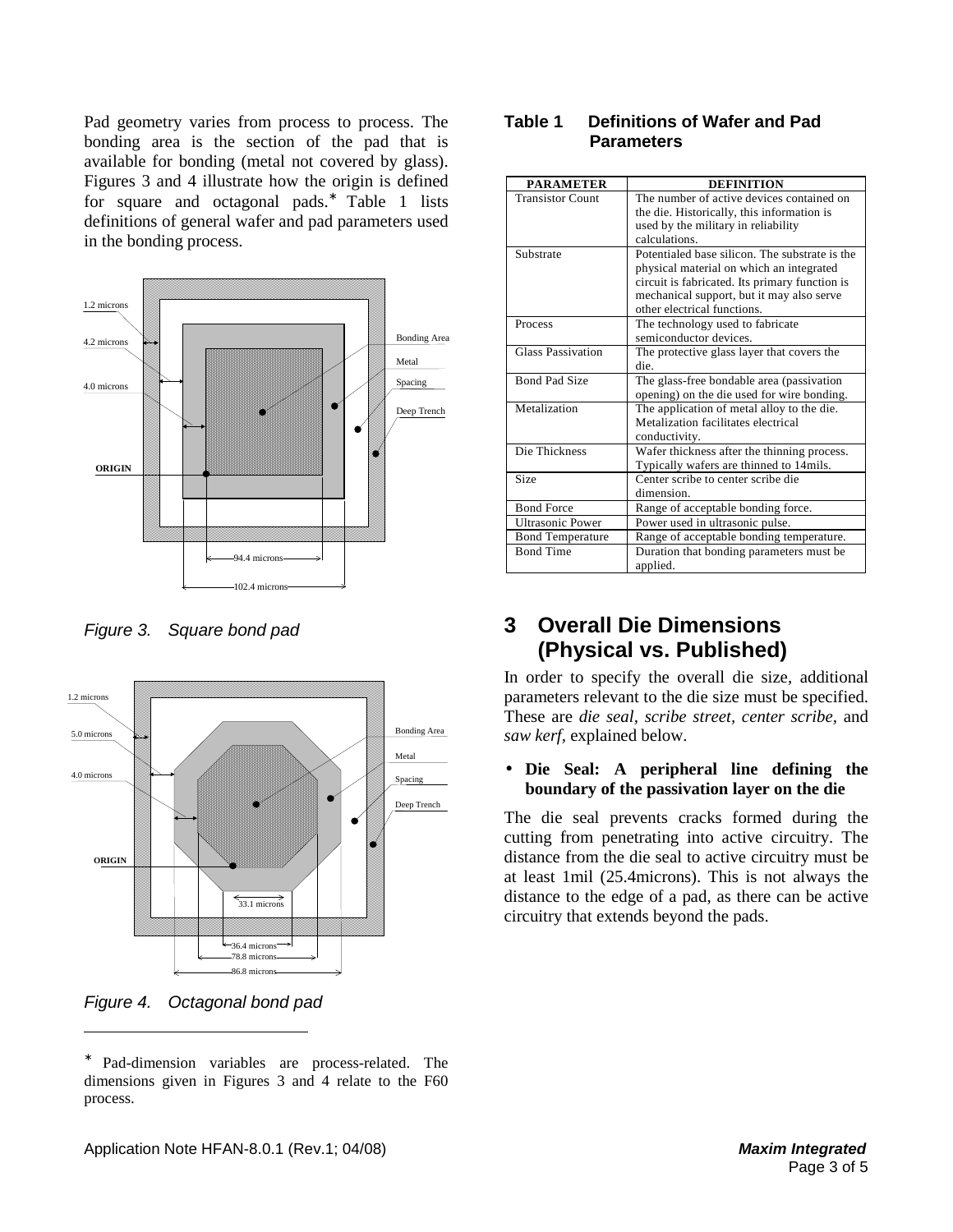Pad geometry varies from process to process. The bonding area is the section of the pad that is available for bonding (metal not covered by glass). Figures 3 and 4 illustrate how the origin is defined for square and octagonal pads.* Table 1 lists definitions of general wafer and pad parameters used in the bonding process.

*Figure 3. Square bond pad*

*Figure 4. Octagonal bond pad*

\* Pad-dimension variables are process-related. The dimensions given in Figures 3 and 4 relate to the F60 process.

**Table 1 Definitions of Wafer and Pad Parameters**

| PARAMETER | DEFINITION |
|---|---|
| Transistor Count | The number of active devices contained on the die. Historically, this information is used by the military in reliability calculations. |
| Substrate | Potentialed base silicon. The substrate is the physical material on which an integrated circuit is fabricated. Its primary function is mechanical support, but it may also serve other electrical functions. |
| Process | The technology used to fabricate semiconductor devices. |
| Glass Passivation | The protective glass layer that covers the die. |
| Bond Pad Size | The glass-free bondable area (passivation opening) on the die used for wire bonding. |
| Metalization | The application of metal alloy to the die. Metalization facilitates electrical conductivity. |
| Die Thickness | Wafer thickness after the thinning process. Typically wafers are thinned to 14mils. |
| Size | Center scribe to center scribe die dimension. |
| Bond Force | Range of acceptable bonding force. |
| Ultrasonic Power | Power used in ultrasonic pulse. |
| Bond Temperature | Range of acceptable bonding temperature. |
| Bond Time | Duration that bonding parameters must be applied. |

## 3 Overall Die Dimensions (Physical vs. Published)

In order to specify the overall die size, additional parameters relevant to the die size must be specified. These are *die seal*, *scribe street*, *center scribe*, and *saw kerf*, explained below.

- **Die Seal: A peripheral line defining the boundary of the passivation layer on the die**

The die seal prevents cracks formed during the cutting from penetrating into active circuitry. The distance from the die seal to active circuitry must be at least 1mil (25.4microns). This is not always the distance to the edge of a pad, as there can be active circuitry that extends beyond the pads.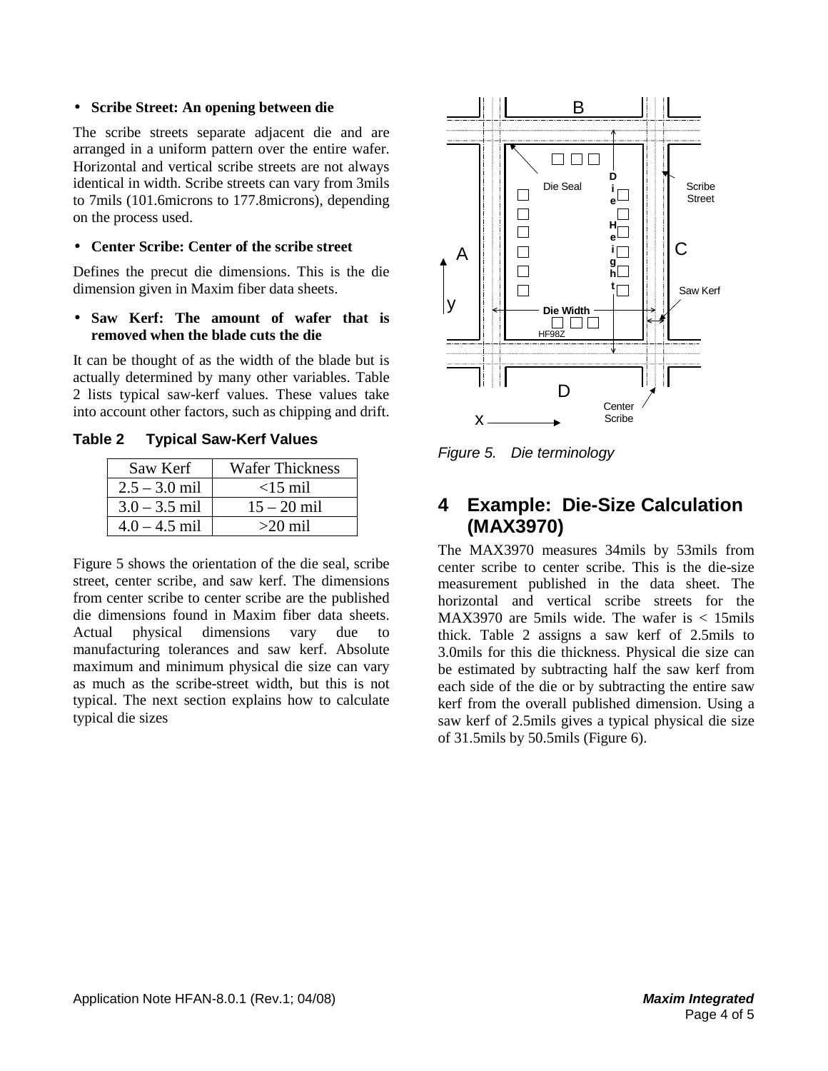- **Scribe Street: An opening between die**

The scribe streets separate adjacent die and are arranged in a uniform pattern over the entire wafer. Horizontal and vertical scribe streets are not always identical in width. Scribe streets can vary from 3mils to 7mils (101.6microns to 177.8microns), depending on the process used.

- **Center Scribe: Center of the scribe street**

Defines the precut die dimensions. This is the die dimension given in Maxim fiber data sheets.

- **Saw Kerf: The amount of wafer that is removed when the blade cuts the die**

It can be thought of as the width of the blade but is actually determined by many other variables. Table 2 lists typical saw-kerf values. These values take into account other factors, such as chipping and drift.

**Table 2 Typical Saw-Kerf Values**

| Saw Kerf | Wafer Thickness |
|---|---|
| 2.5 – 3.0 mil | <15 mil |
| 3.0 – 3.5 mil | 15 – 20 mil |
| 4.0 – 4.5 mil | >20 mil |

Figure 5 shows the orientation of the die seal, scribe street, center scribe, and saw kerf. The dimensions from center scribe to center scribe are the published die dimensions found in Maxim fiber data sheets. Actual physical dimensions vary due to manufacturing tolerances and saw kerf. Absolute maximum and minimum physical die size can vary as much as the scribe-street width, but this is not typical. The next section explains how to calculate typical die sizes

*Figure 5. Die terminology*

## 4 Example: Die-Size Calculation (MAX3970)

The MAX3970 measures 34mils by 53mils from center scribe to center scribe. This is the die-size measurement published in the data sheet. The horizontal and vertical scribe streets for the MAX3970 are 5mils wide. The wafer is < 15mils thick. Table 2 assigns a saw kerf of 2.5mils to 3.0mils for this die thickness. Physical die size can be estimated by subtracting half the saw kerf from each side of the die or by subtracting the entire saw kerf from the overall published dimension. Using a saw kerf of 2.5mils gives a typical physical die size of 31.5mils by 50.5mils (Figure 6).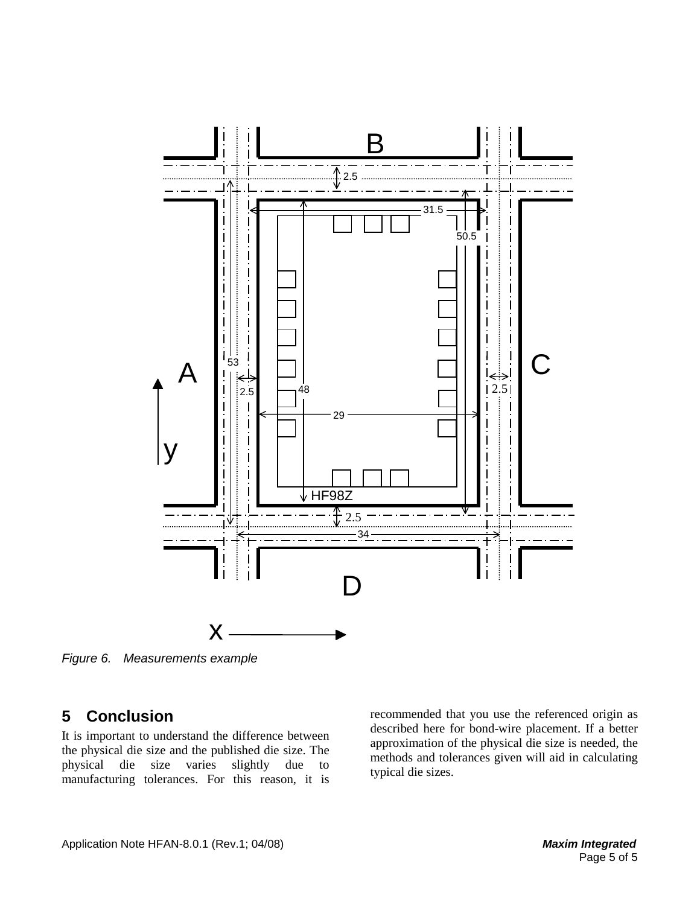B

2.5

31.5

50.5

A

53

2.5

48

29

C

2.5

y

HF98Z

2.5

34

D

x

*Figure 6. Measurements example*

## 5 Conclusion

It is important to understand the difference between the physical die size and the published die size. The physical die size varies slightly due to manufacturing tolerances. For this reason, it is recommended that you use the referenced origin as described here for bond-wire placement. If a better approximation of the physical die size is needed, the methods and tolerances given will aid in calculating typical die sizes.